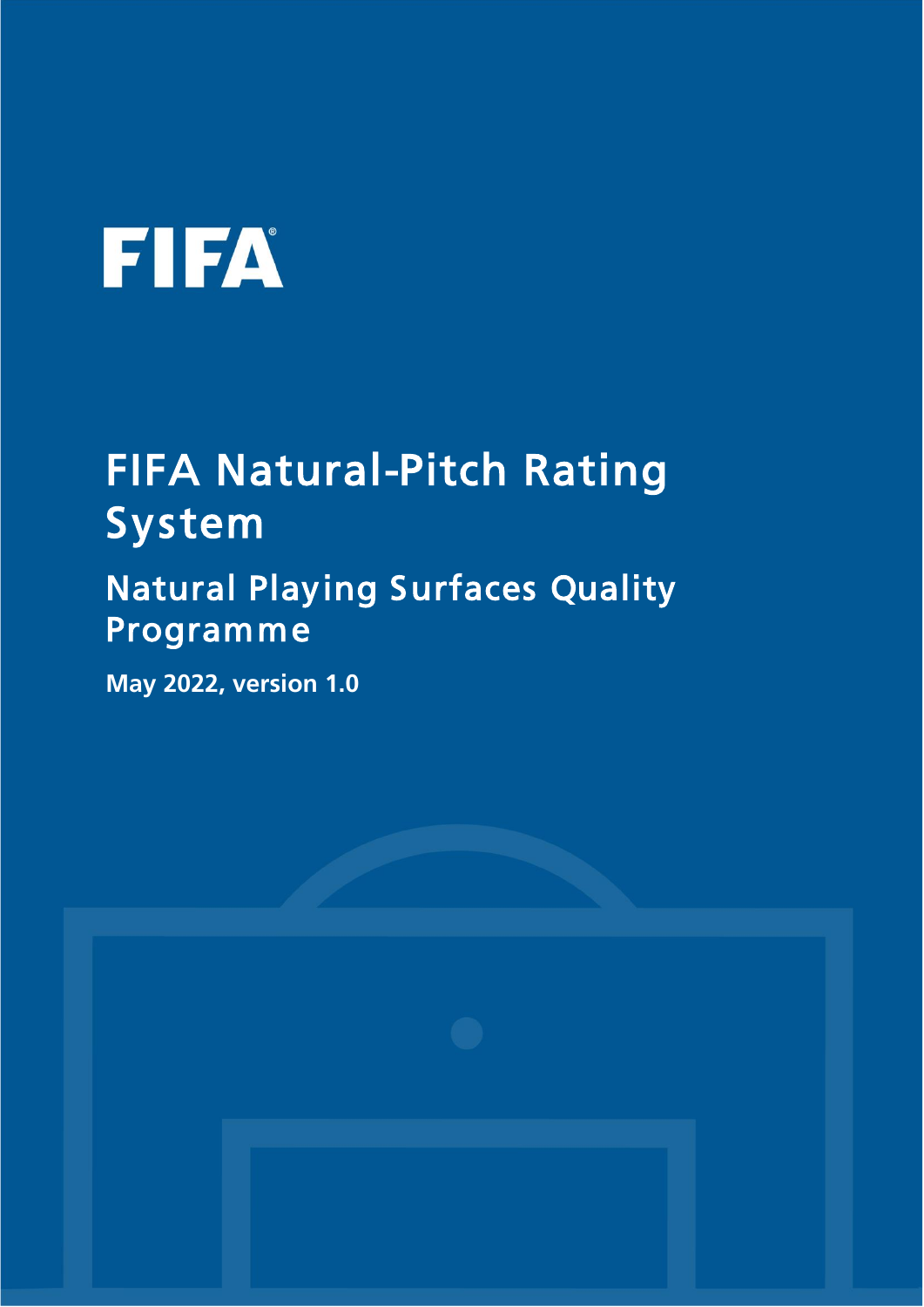FIFA

# FIFA Natural-Pitch Rating System

## Natural Playing Surfaces Quality Programme

**May 2022, version 1.0**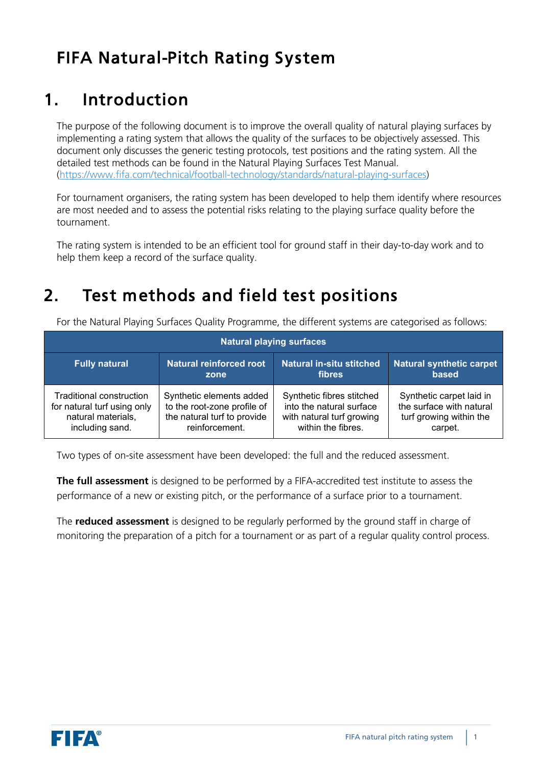# FIFA Natural-Pitch Rating System

## 1. Introduction

The purpose of the following document is to improve the overall quality of natural playing surfaces by implementing a rating system that allows the quality of the surfaces to be objectively assessed. This document only discusses the generic testing protocols, test positions and the rating system. All the detailed test methods can be found in the Natural Playing Surfaces Test Manual. (https://www.fifa.com/technical/football-technology/standards/natural-playing-surfaces)

For tournament organisers, the rating system has been developed to help them identify where resources are most needed and to assess the potential risks relating to the playing surface quality before the tournament.

The rating system is intended to be an efficient tool for ground staff in their day-to-day work and to help them keep a record of the surface quality.

## 2. Test methods and field test positions

For the Natural Playing Surfaces Quality Programme, the different systems are categorised as follows:

| Natural playing surfaces | | | |
|---|---|---|---|
| **Fully natural** | **Natural reinforced root zone** | **Natural in-situ stitched fibres** | **Natural synthetic carpet based** |
| Traditional construction for natural turf using only natural materials, including sand. | Synthetic elements added to the root-zone profile of the natural turf to provide reinforcement. | Synthetic fibres stitched into the natural surface with natural turf growing within the fibres. | Synthetic carpet laid in the surface with natural turf growing within the carpet. |

Two types of on-site assessment have been developed: the full and the reduced assessment.

**The full assessment** is designed to be performed by a FIFA-accredited test institute to assess the performance of a new or existing pitch, or the performance of a surface prior to a tournament.

The **reduced assessment** is designed to be regularly performed by the ground staff in charge of monitoring the preparation of a pitch for a tournament or as part of a regular quality control process.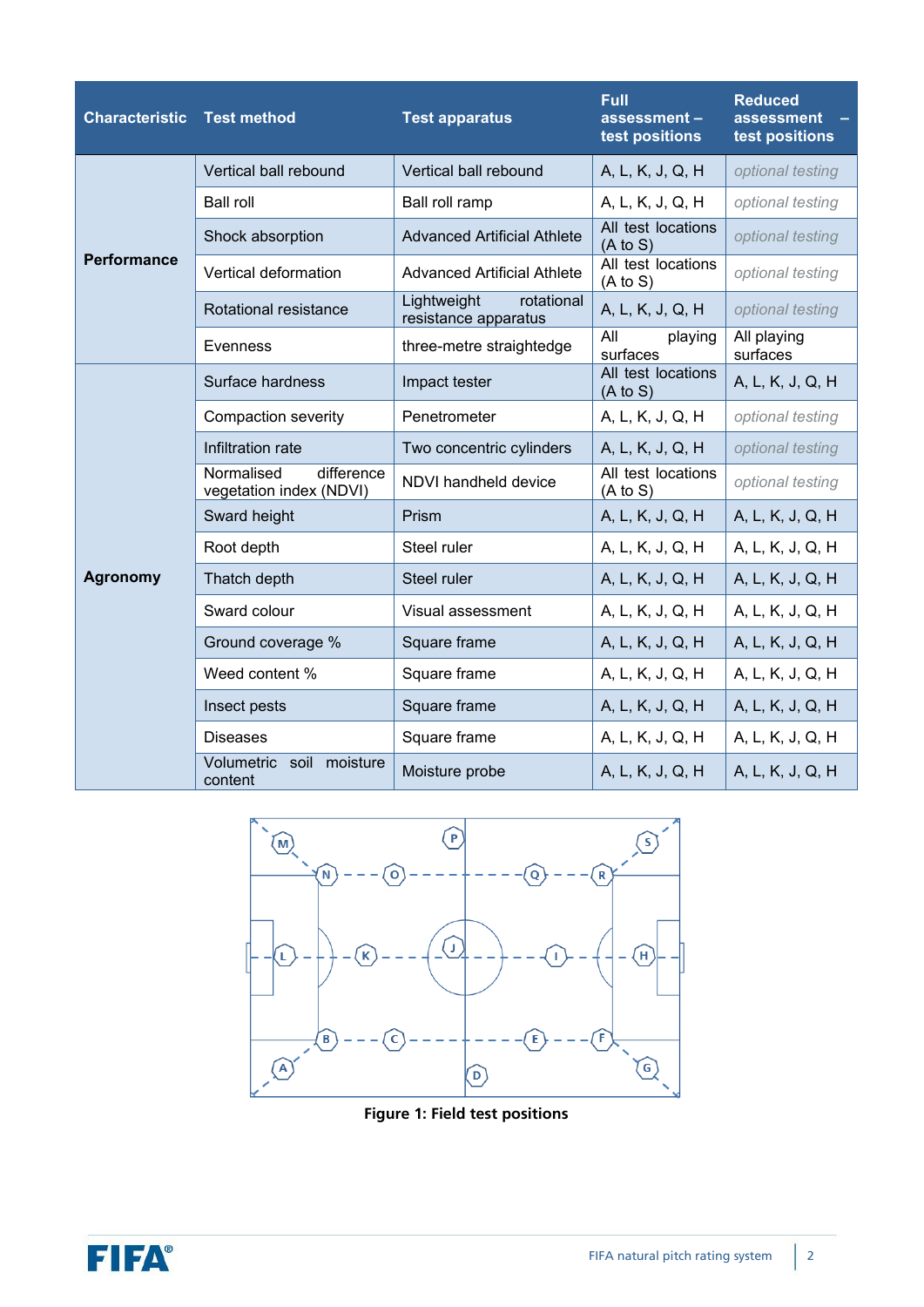| Characteristic | Test method | Test apparatus | Full assessment – test positions | Reduced assessment – test positions |
|---|---|---|---|---|
| Performance | Vertical ball rebound | Vertical ball rebound | A, L, K, J, Q, H | *optional testing* |
| | Ball roll | Ball roll ramp | A, L, K, J, Q, H | *optional testing* |
| | Shock absorption | Advanced Artificial Athlete | All test locations (A to S) | *optional testing* |
| | Vertical deformation | Advanced Artificial Athlete | All test locations (A to S) | *optional testing* |
| | Rotational resistance | Lightweight rotational resistance apparatus | A, L, K, J, Q, H | *optional testing* |
| | Evenness | three-metre straightedge | All playing surfaces | All playing surfaces |
| Agronomy | Surface hardness | Impact tester | All test locations (A to S) | A, L, K, J, Q, H |
| | Compaction severity | Penetrometer | A, L, K, J, Q, H | *optional testing* |
| | Infiltration rate | Two concentric cylinders | A, L, K, J, Q, H | *optional testing* |
| | Normalised difference vegetation index (NDVI) | NDVI handheld device | All test locations (A to S) | *optional testing* |
| | Sward height | Prism | A, L, K, J, Q, H | A, L, K, J, Q, H |
| | Root depth | Steel ruler | A, L, K, J, Q, H | A, L, K, J, Q, H |
| | Thatch depth | Steel ruler | A, L, K, J, Q, H | A, L, K, J, Q, H |
| | Sward colour | Visual assessment | A, L, K, J, Q, H | A, L, K, J, Q, H |
| | Ground coverage % | Square frame | A, L, K, J, Q, H | A, L, K, J, Q, H |
| | Weed content % | Square frame | A, L, K, J, Q, H | A, L, K, J, Q, H |
| | Insect pests | Square frame | A, L, K, J, Q, H | A, L, K, J, Q, H |
| | Diseases | Square frame | A, L, K, J, Q, H | A, L, K, J, Q, H |
| | Volumetric soil moisture content | Moisture probe | A, L, K, J, Q, H | A, L, K, J, Q, H |

**Figure 1: Field test positions**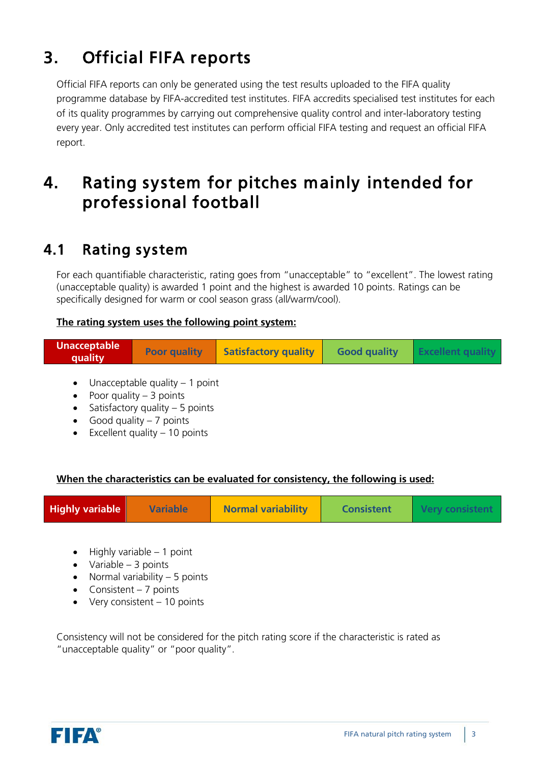# 3. Official FIFA reports

Official FIFA reports can only be generated using the test results uploaded to the FIFA quality programme database by FIFA-accredited test institutes. FIFA accredits specialised test institutes for each of its quality programmes by carrying out comprehensive quality control and inter-laboratory testing every year. Only accredited test institutes can perform official FIFA testing and request an official FIFA report.

# 4. Rating system for pitches mainly intended for professional football

## 4.1 Rating system

For each quantifiable characteristic, rating goes from "unacceptable" to "excellent". The lowest rating (unacceptable quality) is awarded 1 point and the highest is awarded 10 points. Ratings can be specifically designed for warm or cool season grass (all/warm/cool).

**The rating system uses the following point system:**

| Unacceptable quality | Poor quality | Satisfactory quality | Good quality | Excellent quality |
|---|---|---|---|---|

- Unacceptable quality – 1 point
- Poor quality – 3 points
- Satisfactory quality – 5 points
- Good quality – 7 points
- Excellent quality – 10 points

**When the characteristics can be evaluated for consistency, the following is used:**

| Highly variable | Variable | Normal variability | Consistent | Very consistent |
|---|---|---|---|---|

- Highly variable – 1 point
- Variable – 3 points
- Normal variability – 5 points
- Consistent – 7 points
- Very consistent – 10 points

Consistency will not be considered for the pitch rating score if the characteristic is rated as "unacceptable quality" or "poor quality".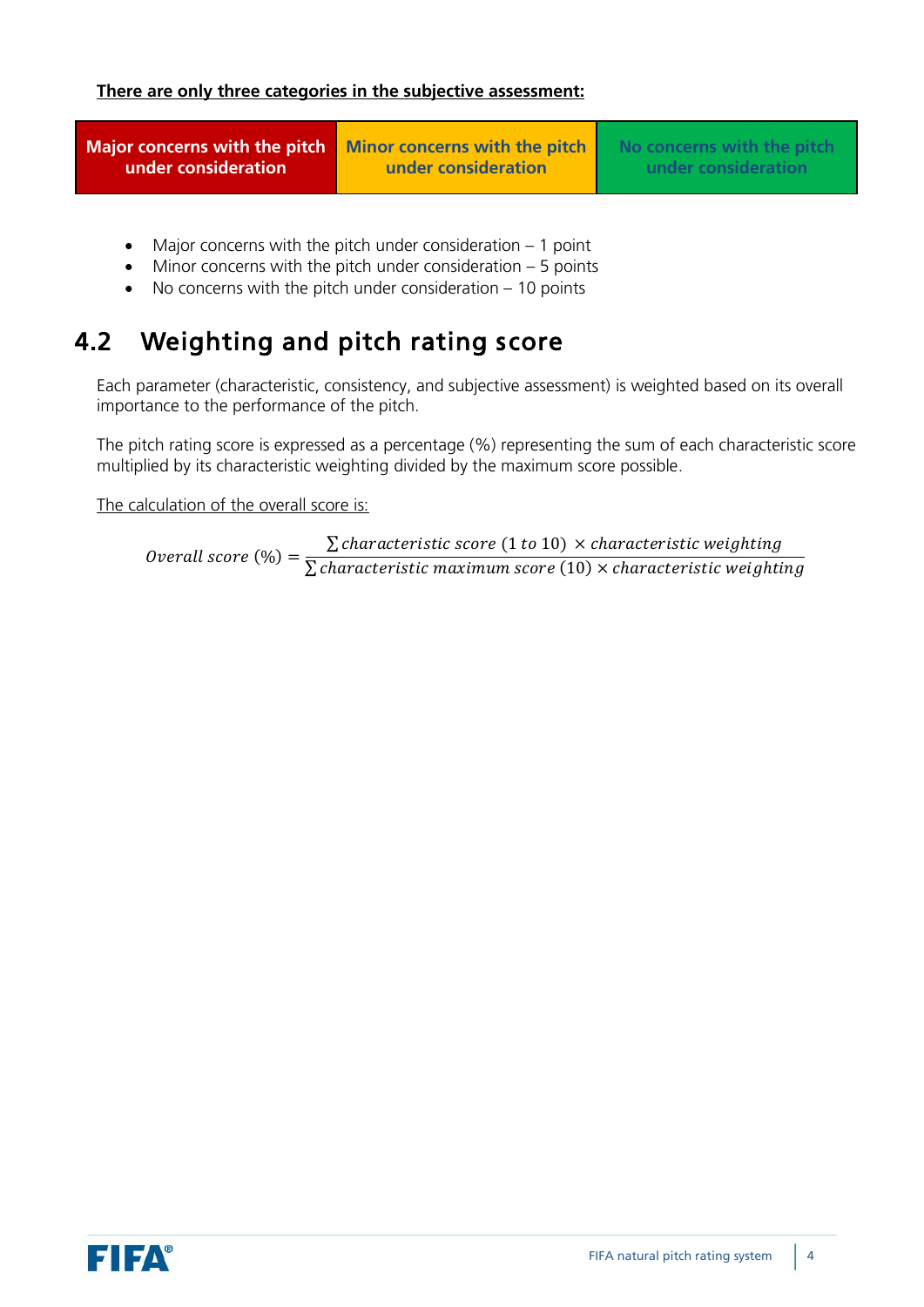**<u>There are only three categories in the subjective assessment:</u>**

| Major concerns with the pitch under consideration | Minor concerns with the pitch under consideration | No concerns with the pitch under consideration |
|---|---|---|

- Major concerns with the pitch under consideration – 1 point
- Minor concerns with the pitch under consideration – 5 points
- No concerns with the pitch under consideration – 10 points

## 4.2 Weighting and pitch rating score

Each parameter (characteristic, consistency, and subjective assessment) is weighted based on its overall importance to the performance of the pitch.

The pitch rating score is expressed as a percentage (%) representing the sum of each characteristic score multiplied by its characteristic weighting divided by the maximum score possible.

<u>The calculation of the overall score is:</u>

$$Overall\ score\ (\%) = \frac{\sum characteristic\ score\ (1\ to\ 10)\ \times characteristic\ weighting}{\sum characteristic\ maximum\ score\ (10) \times characteristic\ weighting}$$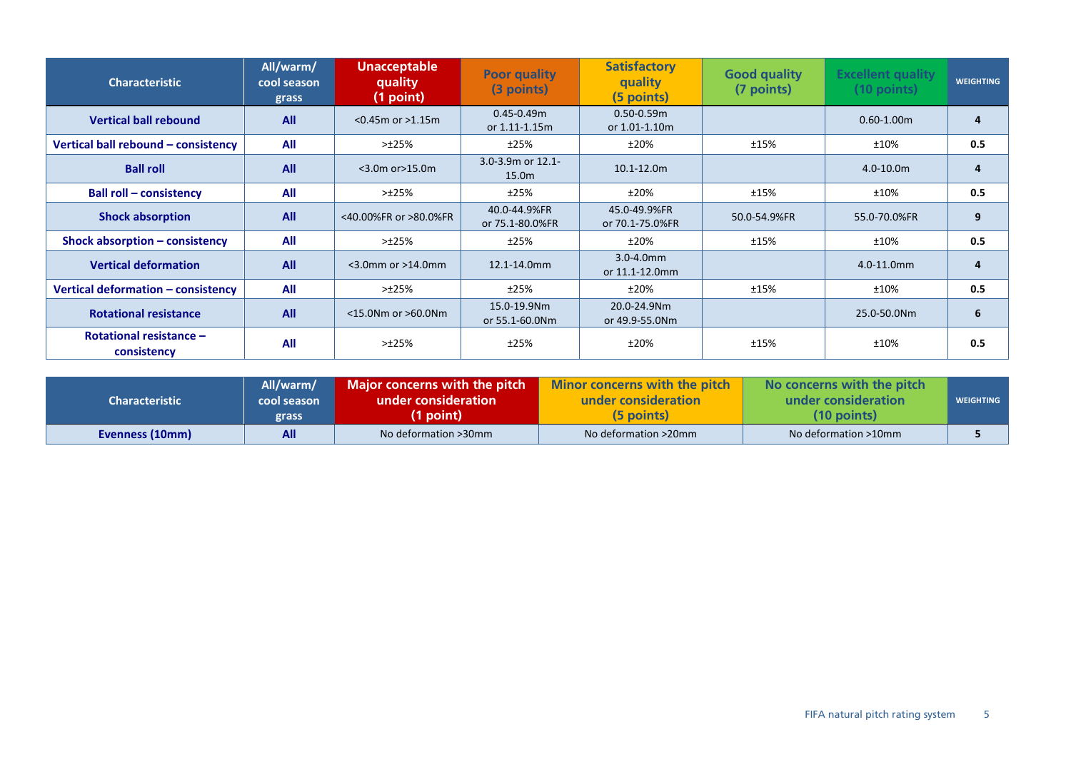| Characteristic | All/warm/ cool season grass | Unacceptable quality (1 point) | Poor quality (3 points) | Satisfactory quality (5 points) | Good quality (7 points) | Excellent quality (10 points) | WEIGHTING |
|---|---|---|---|---|---|---|---|
| **Vertical ball rebound** | **All** | <0.45m or >1.15m | 0.45-0.49m or 1.11-1.15m | 0.50-0.59m or 1.01-1.10m | | 0.60-1.00m | **4** |
| **Vertical ball rebound – consistency** | **All** | >±25% | ±25% | ±20% | ±15% | ±10% | **0.5** |
| **Ball roll** | **All** | <3.0m or>15.0m | 3.0-3.9m or 12.1-15.0m | 10.1-12.0m | | 4.0-10.0m | **4** |
| **Ball roll – consistency** | **All** | >±25% | ±25% | ±20% | ±15% | ±10% | **0.5** |
| **Shock absorption** | **All** | <40.00%FR or >80.0%FR | 40.0-44.9%FR or 75.1-80.0%FR | 45.0-49.9%FR or 70.1-75.0%FR | 50.0-54.9%FR | 55.0-70.0%FR | **9** |
| **Shock absorption – consistency** | **All** | >±25% | ±25% | ±20% | ±15% | ±10% | **0.5** |
| **Vertical deformation** | **All** | <3.0mm or >14.0mm | 12.1-14.0mm | 3.0-4.0mm or 11.1-12.0mm | | 4.0-11.0mm | **4** |
| **Vertical deformation – consistency** | **All** | >±25% | ±25% | ±20% | ±15% | ±10% | **0.5** |
| **Rotational resistance** | **All** | <15.0Nm or >60.0Nm | 15.0-19.9Nm or 55.1-60.0Nm | 20.0-24.9Nm or 49.9-55.0Nm | | 25.0-50.0Nm | **6** |
| **Rotational resistance – consistency** | **All** | >±25% | ±25% | ±20% | ±15% | ±10% | **0.5** |

| Characteristic | All/warm/ cool season grass | Major concerns with the pitch under consideration (1 point) | Minor concerns with the pitch under consideration (5 points) | No concerns with the pitch under consideration (10 points) | WEIGHTING |
|---|---|---|---|---|---|
| **Evenness (10mm)** | **All** | No deformation >30mm | No deformation >20mm | No deformation >10mm | **5** |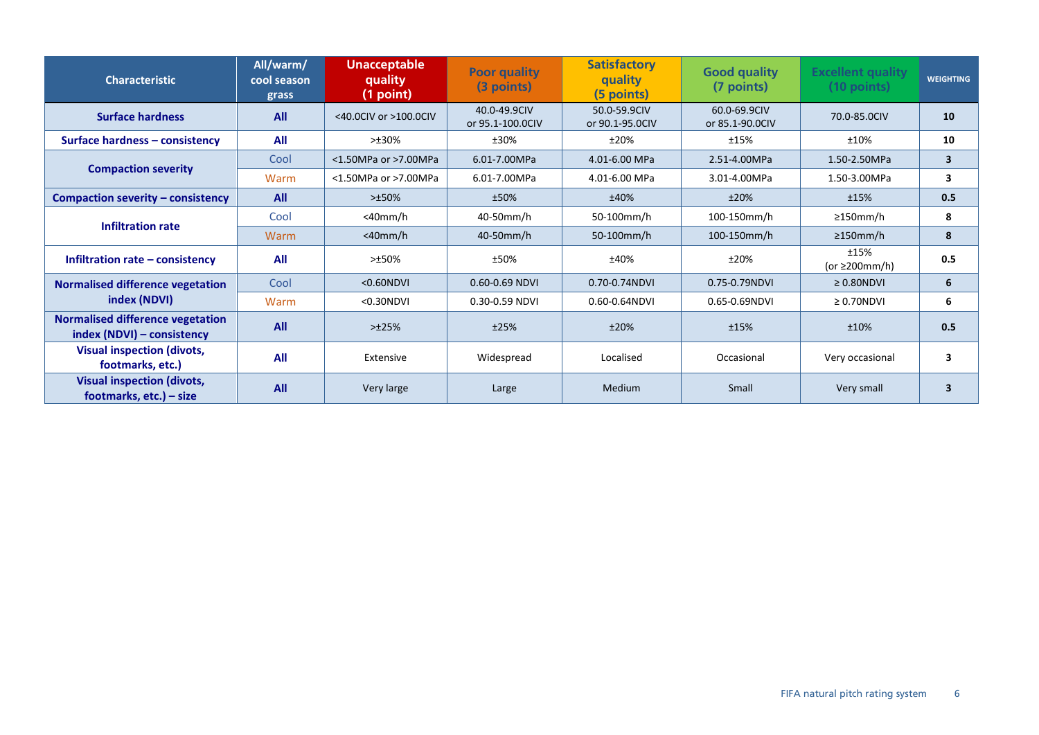| Characteristic | All/warm/ cool season grass | Unacceptable quality (1 point) | Poor quality (3 points) | Satisfactory quality (5 points) | Good quality (7 points) | Excellent quality (10 points) | WEIGHTING |
|---|---|---|---|---|---|---|---|
| **Surface hardness** | **All** | <40.0CIV or >100.0CIV | 40.0-49.9CIV or 95.1-100.0CIV | 50.0-59.9CIV or 90.1-95.0CIV | 60.0-69.9CIV or 85.1-90.0CIV | 70.0-85.0CIV | **10** |
| **Surface hardness – consistency** | **All** | >±30% | ±30% | ±20% | ±15% | ±10% | **10** |
| **Compaction severity** | Cool | <1.50MPa or >7.00MPa | 6.01-7.00MPa | 4.01-6.00 MPa | 2.51-4.00MPa | 1.50-2.50MPa | **3** |
| | Warm | <1.50MPa or >7.00MPa | 6.01-7.00MPa | 4.01-6.00 MPa | 3.01-4.00MPa | 1.50-3.00MPa | **3** |
| **Compaction severity – consistency** | **All** | >±50% | ±50% | ±40% | ±20% | ±15% | **0.5** |
| **Infiltration rate** | Cool | <40mm/h | 40-50mm/h | 50-100mm/h | 100-150mm/h | ≥150mm/h | **8** |
| | Warm | <40mm/h | 40-50mm/h | 50-100mm/h | 100-150mm/h | ≥150mm/h | **8** |
| **Infiltration rate – consistency** | **All** | >±50% | ±50% | ±40% | ±20% | ±15% (or ≥200mm/h) | **0.5** |
| **Normalised difference vegetation index (NDVI)** | Cool | <0.60NDVI | 0.60-0.69 NDVI | 0.70-0.74NDVI | 0.75-0.79NDVI | ≥ 0.80NDVI | **6** |
| | Warm | <0.30NDVI | 0.30-0.59 NDVI | 0.60-0.64NDVI | 0.65-0.69NDVI | ≥ 0.70NDVI | **6** |
| **Normalised difference vegetation index (NDVI) – consistency** | **All** | >±25% | ±25% | ±20% | ±15% | ±10% | **0.5** |
| **Visual inspection (divots, footmarks, etc.)** | **All** | Extensive | Widespread | Localised | Occasional | Very occasional | **3** |
| **Visual inspection (divots, footmarks, etc.) – size** | **All** | Very large | Large | Medium | Small | Very small | **3** |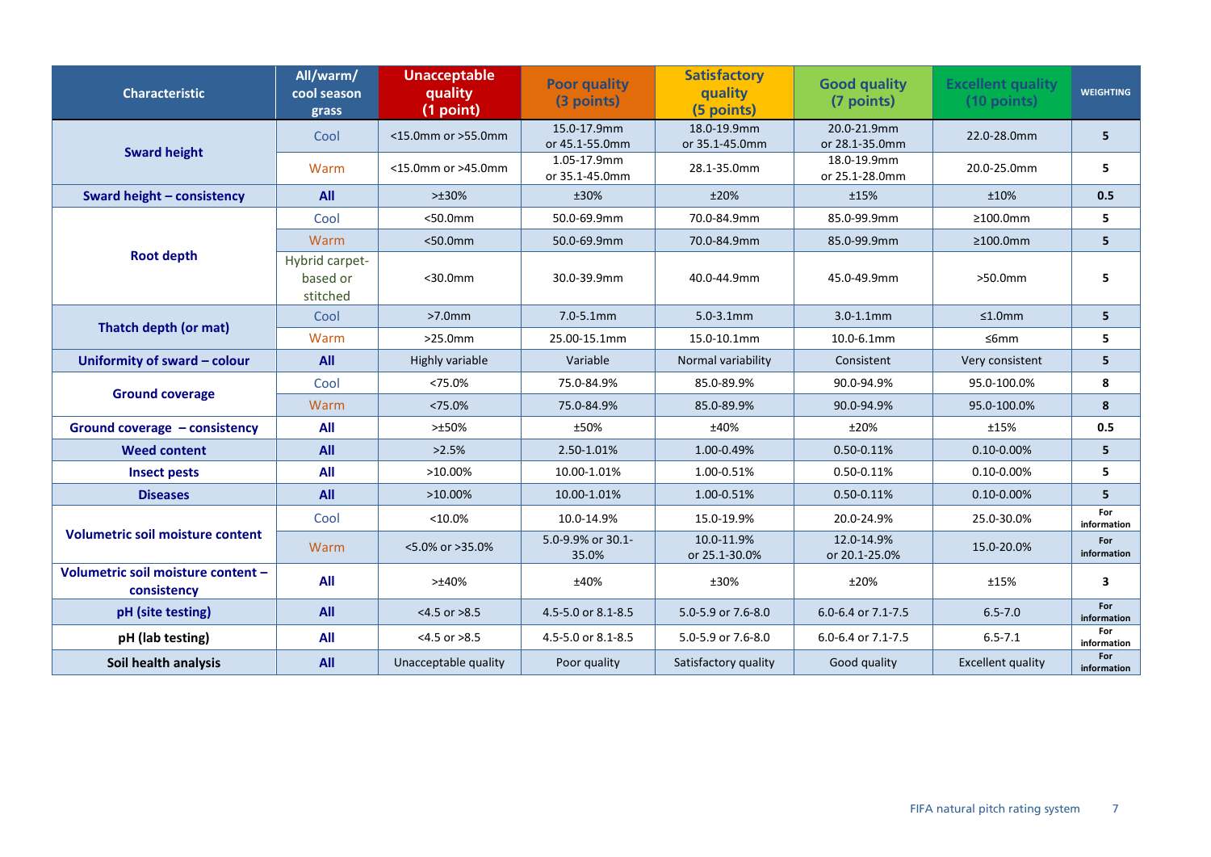| Characteristic | All/warm/ cool season grass | Unacceptable quality (1 point) | Poor quality (3 points) | Satisfactory quality (5 points) | Good quality (7 points) | Excellent quality (10 points) | WEIGHTING |
|---|---|---|---|---|---|---|---|
| **Sward height** | Cool | <15.0mm or >55.0mm | 15.0-17.9mm or 45.1-55.0mm | 18.0-19.9mm or 35.1-45.0mm | 20.0-21.9mm or 28.1-35.0mm | 22.0-28.0mm | **5** |
| | Warm | <15.0mm or >45.0mm | 1.05-17.9mm or 35.1-45.0mm | 28.1-35.0mm | 18.0-19.9mm or 25.1-28.0mm | 20.0-25.0mm | **5** |
| **Sward height – consistency** | **All** | >±30% | ±30% | ±20% | ±15% | ±10% | **0.5** |
| **Root depth** | Cool | <50.0mm | 50.0-69.9mm | 70.0-84.9mm | 85.0-99.9mm | ≥100.0mm | **5** |
| | Warm | <50.0mm | 50.0-69.9mm | 70.0-84.9mm | 85.0-99.9mm | ≥100.0mm | **5** |
| | Hybrid carpet-based or stitched | <30.0mm | 30.0-39.9mm | 40.0-44.9mm | 45.0-49.9mm | >50.0mm | **5** |
| **Thatch depth (or mat)** | Cool | >7.0mm | 7.0-5.1mm | 5.0-3.1mm | 3.0-1.1mm | ≤1.0mm | **5** |
| | Warm | >25.0mm | 25.00-15.1mm | 15.0-10.1mm | 10.0-6.1mm | ≤6mm | **5** |
| **Uniformity of sward – colour** | **All** | Highly variable | Variable | Normal variability | Consistent | Very consistent | **5** |
| **Ground coverage** | Cool | <75.0% | 75.0-84.9% | 85.0-89.9% | 90.0-94.9% | 95.0-100.0% | **8** |
| | Warm | <75.0% | 75.0-84.9% | 85.0-89.9% | 90.0-94.9% | 95.0-100.0% | **8** |
| **Ground coverage – consistency** | **All** | >±50% | ±50% | ±40% | ±20% | ±15% | **0.5** |
| **Weed content** | **All** | >2.5% | 2.50-1.01% | 1.00-0.49% | 0.50-0.11% | 0.10-0.00% | **5** |
| **Insect pests** | **All** | >10.00% | 10.00-1.01% | 1.00-0.51% | 0.50-0.11% | 0.10-0.00% | **5** |
| **Diseases** | **All** | >10.00% | 10.00-1.01% | 1.00-0.51% | 0.50-0.11% | 0.10-0.00% | **5** |
| **Volumetric soil moisture content** | Cool | <10.0% | 10.0-14.9% | 15.0-19.9% | 20.0-24.9% | 25.0-30.0% | **For information** |
| | Warm | <5.0% or >35.0% | 5.0-9.9% or 30.1-35.0% | 10.0-11.9% or 25.1-30.0% | 12.0-14.9% or 20.1-25.0% | 15.0-20.0% | **For information** |
| **Volumetric soil moisture content – consistency** | **All** | >±40% | ±40% | ±30% | ±20% | ±15% | **3** |
| **pH (site testing)** | **All** | <4.5 or >8.5 | 4.5-5.0 or 8.1-8.5 | 5.0-5.9 or 7.6-8.0 | 6.0-6.4 or 7.1-7.5 | 6.5-7.0 | **For information** |
| **pH (lab testing)** | **All** | <4.5 or >8.5 | 4.5-5.0 or 8.1-8.5 | 5.0-5.9 or 7.6-8.0 | 6.0-6.4 or 7.1-7.5 | 6.5-7.1 | **For information** |
| **Soil health analysis** | **All** | Unacceptable quality | Poor quality | Satisfactory quality | Good quality | Excellent quality | **For information** |